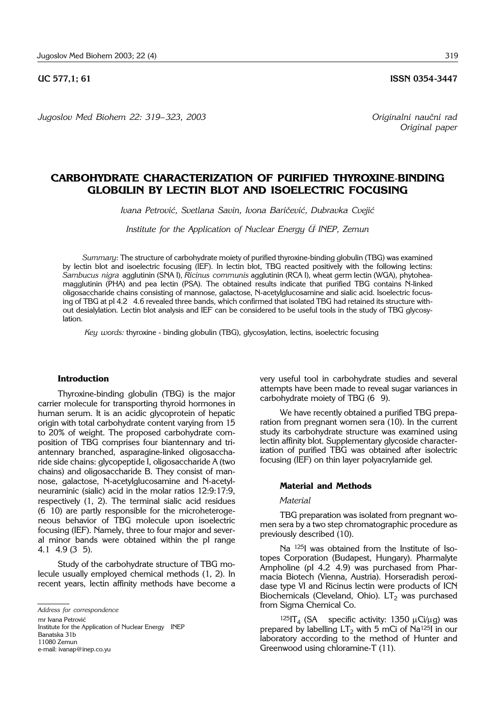UC 577,1; 61 **ISSN 0354-3447**

*Jugoslov Med Biohem 22: 319–323, 2003*

*Originalni naučni rad*
*Original paper*

# CARBOHYDRATE CHARACTERIZATION OF PURIFIED THYROXINE-BINDING GLOBULIN BY LECTIN BLOT AND ISOELECTRIC FOCUSING

*Ivana Petrović, Svetlana Savin, Ivona Baričević, Dubravka Cvejić*

*Institute for the Application of Nuclear Energy – INEP, Zemun*

*Summary*: The structure of carbohydrate moiety of purified thyroxine-binding globulin (TBG) was examined by lectin blot and isoelectric focusing (IEF). In lectin blot, TBG reacted positively with the following lectins: *Sambucus nigra* agglutinin (SNA I), *Ricinus communis* agglutinin (RCA I), wheat germ lectin (WGA), phytoheamagglutinin (PHA) and pea lectin (PSA). The obtained results indicate that purified TBG contains N-linked oligosaccharide chains consisting of mannose, galactose, N-acetylglucosamine and sialic acid. Isoelectric focusing of TBG at pI 4.2 – 4.6 revealed three bands, which confirmed that isolated TBG had retained its structure without desialylation. Lectin blot analysis and IEF can be considered to be useful tools in the study of TBG glycosylation.

*Key words:* thyroxine - binding globulin (TBG), glycosylation, lectins, isoelectric focusing

## Introduction

Thyroxine-binding globulin (TBG) is the major carrier molecule for transporting thyroid hormones in human serum. It is an acidic glycoprotein of hepatic origin with total carbohydrate content varying from 15 to 20% of weight. The proposed carbohydrate composition of TBG comprises four biantennary and triantennary branched, asparagine-linked oligosaccharide side chains: glycopeptide I, oligosaccharide A (two chains) and oligosaccharide B. They consist of mannose, galactose, N-acetylglucosamine and N-acetylneuraminic (sialic) acid in the molar ratios 12:9:17:9, respectively (1, 2). The terminal sialic acid residues (6 – 10) are partly responsible for the microheterogeneous behavior of TBG molecule upon isoelectric focusing (IEF). Namely, three to four major and several minor bands were obtained within the pI range 4.1 – 4.9 (3 – 5).

Study of the carbohydrate structure of TBG molecule usually employed chemical methods (1, 2). In recent years, lectin affinity methods have become a very useful tool in carbohydrate studies and several attempts have been made to reveal sugar variances in carbohydrate moiety of TBG (6 – 9).

We have recently obtained a purified TBG preparation from pregnant women sera (10). In the current study its carbohydrate structure was examined using lectin affinity blot. Supplementary glycoside characterization of purified TBG was obtained after isolectric focusing (IEF) on thin layer polyacrylamide gel.

## Material and Methods

### *Material*

TBG preparation was isolated from pregnant women sera by a two step chromatographic procedure as previously described (10).

Na $^{125}$I was obtained from the Institute of Isotopes Corporation (Budapest, Hungary). Pharmalyte Ampholine (pI 4.2 – 4.9) was purchased from Pharmacia Biotech (Vienna, Austria). Horseradish peroxidase type VI and Ricinus lectin were products of ICN Biochemicals (Cleveland, Ohio). $LT_2$ was purchased from Sigma Chemical Co.

$^{125}IT_4$ (SA – specific activity: 1350 $\mu$Ci/$\mu$g) was prepared by labelling $LT_2$ with 5 mCi of Na$^{125}$I in our laboratory according to the method of Hunter and Greenwood using chloramine-T (11).

---

*Address for correspondence*

mr Ivana Petrović
Institute for the Application of Nuclear Energy – INEP
Banatska 31b
11080 Zemun
e-mail: ivanap@inep.co.yu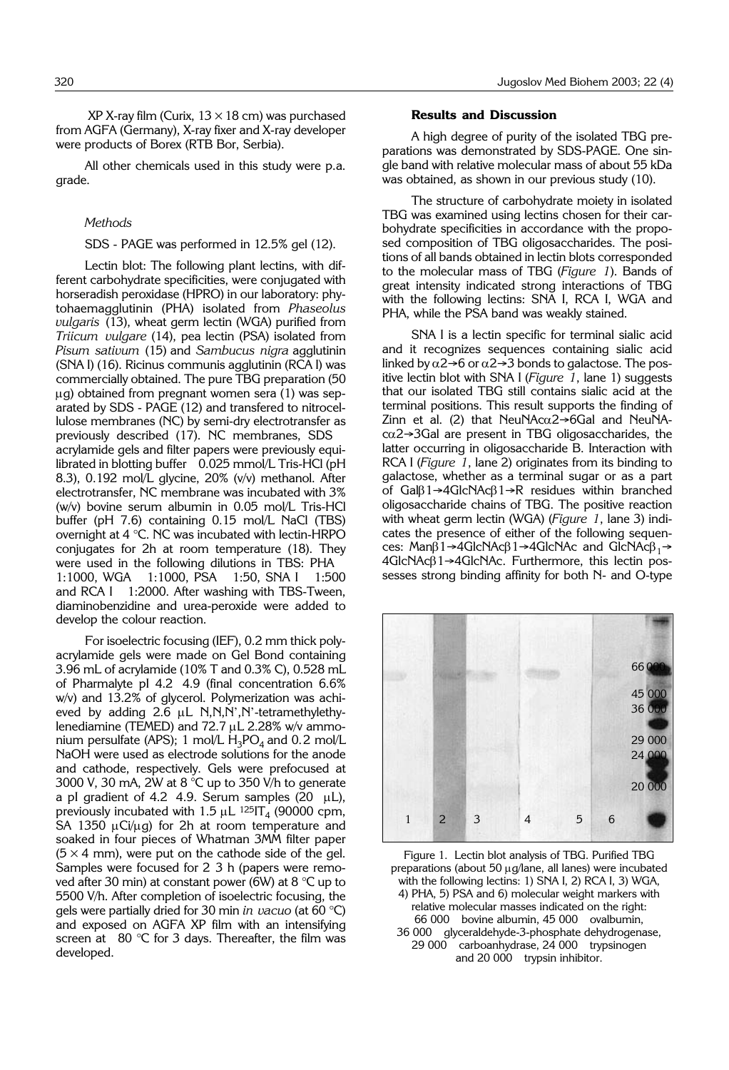XP X-ray film (Curix, 13 × 18 cm) was purchased from AGFA (Germany), X-ray fixer and X-ray developer were products of Borex (RTB Bor, Serbia).

All other chemicals used in this study were p.a. grade.

### *Methods*

SDS - PAGE was performed in 12.5% gel (12).

Lectin blot: The following plant lectins, with different carbohydrate specificities, were conjugated with horseradish peroxidase (HPRO) in our laboratory: phytohaemagglutinin (PHA) isolated from *Phaseolus vulgaris* (13), wheat germ lectin (WGA) purified from *Triicum vulgare* (14), pea lectin (PSA) isolated from *Pisum sativum* (15) and *Sambucus nigra* agglutinin (SNA I) (16). Ricinus communis agglutinin (RCA I) was commercially obtained. The pure TBG preparation (50 μg) obtained from pregnant women sera (1) was separated by SDS - PAGE (12) and transfered to nitrocellulose membranes (NC) by semi-dry electrotransfer as previously described (17). NC membranes, SDS acrylamide gels and filter papers were previously equilibrated in blotting buffer 0.025 mmol/L Tris-HCl (pH 8.3), 0.192 mol/L glycine, 20% (v/v) methanol. After electrotransfer, NC membrane was incubated with 3% (w/v) bovine serum albumin in 0.05 mol/L Tris-HCl buffer (pH 7.6) containing 0.15 mol/L NaCl (TBS) overnight at 4 °C. NC was incubated with lectin-HRPO conjugates for 2h at room temperature (18). They were used in the following dilutions in TBS: PHA 1:1000, WGA 1:1000, PSA 1:50, SNA I 1:500 and RCA I 1:2000. After washing with TBS-Tween, diaminobenzidine and urea-peroxide were added to develop the colour reaction.

For isoelectric focusing (IEF), 0.2 mm thick polyacrylamide gels were made on Gel Bond containing 3.96 mL of acrylamide (10% T and 0.3% C), 0.528 mL of Pharmalyte pI 4.2 4.9 (final concentration 6.6% w/v) and 13.2% of glycerol. Polymerization was achieved by adding 2.6 μL N,N,N',N'-tetramethylethylenediamine (TEMED) and 72.7 μL 2.28% w/v ammonium persulfate (APS); 1 mol/L $H_3PO_4$ and 0.2 mol/L NaOH were used as electrode solutions for the anode and cathode, respectively. Gels were prefocused at 3000 V, 30 mA, 2W at 8 °C up to 350 V/h to generate a pI gradient of 4.2 4.9. Serum samples (20 μL), previously incubated with 1.5 μL $^{125}IT_4$ (90000 cpm, SA 1350 μCi/μg) for 2h at room temperature and soaked in four pieces of Whatman 3MM filter paper (5 × 4 mm), were put on the cathode side of the gel. Samples were focused for 2 3 h (papers were removed after 30 min) at constant power (6W) at 8 °C up to 5500 V/h. After completion of isoelectric focusing, the gels were partially dried for 30 min *in vacuo* (at 60 °C) and exposed on AGFA XP film with an intensifying screen at 80 °C for 3 days. Thereafter, the film was developed.

## Results and Discussion

A high degree of purity of the isolated TBG preparations was demonstrated by SDS-PAGE. One single band with relative molecular mass of about 55 kDa was obtained, as shown in our previous study (10).

The structure of carbohydrate moiety in isolated TBG was examined using lectins chosen for their carbohydrate specificities in accordance with the proposed composition of TBG oligosaccharides. The positions of all bands obtained in lectin blots corresponded to the molecular mass of TBG (*Figure 1*). Bands of great intensity indicated strong interactions of TBG with the following lectins: SNA I, RCA I, WGA and PHA, while the PSA band was weakly stained.

SNA I is a lectin specific for terminal sialic acid and it recognizes sequences containing sialic acid linked by α2→6 or α2→3 bonds to galactose. The positive lectin blot with SNA I (*Figure 1*, lane 1) suggests that our isolated TBG still contains sialic acid at the terminal positions. This result supports the finding of Zinn et al. (2) that NeuNAcα2→6Gal and NeuNAcα2→3Gal are present in TBG oligosaccharides, the latter occurring in oligosaccharide B. Interaction with RCA I (*Figure 1*, lane 2) originates from its binding to galactose, whether as a terminal sugar or as a part of Galβ1→4GlcNAcβ1→R residues within branched oligosaccharide chains of TBG. The positive reaction with wheat germ lectin (WGA) (*Figure 1*, lane 3) indicates the presence of either of the following sequences: Manβ1→4GlcNAcβ1→4GlcNAc and $GlcNAc\beta_1$→4GlcNAcβ1→4GlcNAc. Furthermore, this lectin possesses strong binding affinity for both N- and O-type

Figure 1. Lectin blot analysis of TBG. Purified TBG preparations (about 50 μg/lane, all lanes) were incubated with the following lectins: 1) SNA I, 2) RCA I, 3) WGA, 4) PHA, 5) PSA and 6) molecular weight markers with relative molecular masses indicated on the right: 66 000 bovine albumin, 45 000 ovalbumin, 36 000 glyceraldehyde-3-phosphate dehydrogenase, 29 000 carboanhydrase, 24 000 trypsinogen and 20 000 trypsin inhibitor.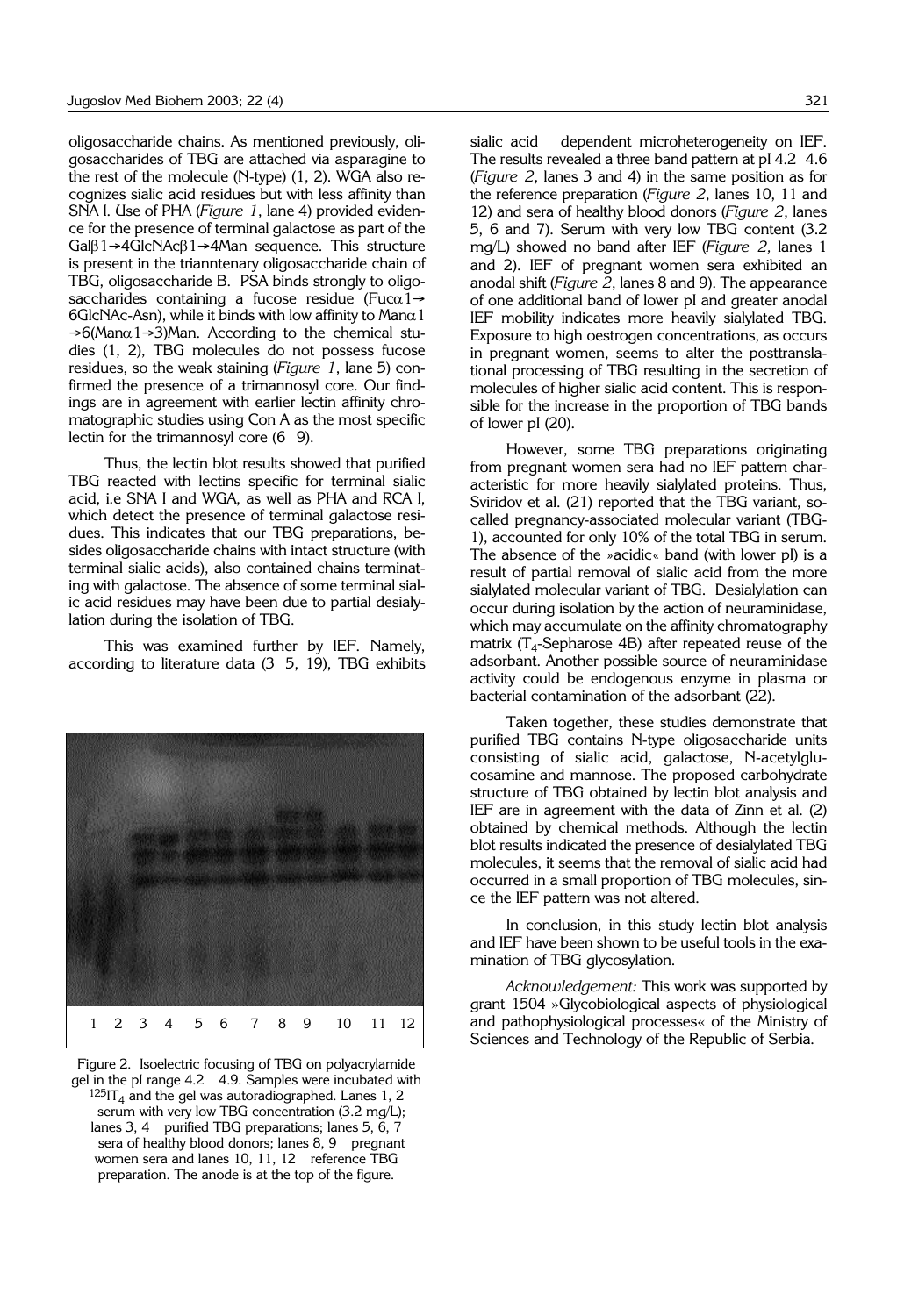oligosaccharide chains. As mentioned previously, oligosaccharides of TBG are attached via asparagine to the rest of the molecule (N-type) (1, 2). WGA also recognizes sialic acid residues but with less affinity than SNA I. Use of PHA (*Figure 1*, lane 4) provided evidence for the presence of terminal galactose as part of the Gal$\beta$1$\rightarrow$4GlcNAc$\beta$1$\rightarrow$4Man sequence. This structure is present in the trianntenary oligosaccharide chain of TBG, oligosaccharide B. PSA binds strongly to oligosaccharides containing a fucose residue (Fuc$\alpha$1$\rightarrow$6GlcNAc-Asn), while it binds with low affinity to Man$\alpha$1$\rightarrow$6(Man$\alpha$1$\rightarrow$3)Man. According to the chemical studies (1, 2), TBG molecules do not possess fucose residues, so the weak staining (*Figure 1*, lane 5) confirmed the presence of a trimannosyl core. Our findings are in agreement with earlier lectin affinity chromatographic studies using Con A as the most specific lectin for the trimannosyl core (6 9).

Thus, the lectin blot results showed that purified TBG reacted with lectins specific for terminal sialic acid, i.e SNA I and WGA, as well as PHA and RCA I, which detect the presence of terminal galactose residues. This indicates that our TBG preparations, besides oligosaccharide chains with intact structure (with terminal sialic acids), also contained chains terminating with galactose. The absence of some terminal sialic acid residues may have been due to partial desialylation during the isolation of TBG.

This was examined further by IEF. Namely, according to literature data (3 5, 19), TBG exhibits sialic acid dependent microheterogeneity on IEF. The results revealed a three band pattern at pI 4.2 4.6 (*Figure 2*, lanes 3 and 4) in the same position as for the reference preparation (*Figure 2*, lanes 10, 11 and 12) and sera of healthy blood donors (*Figure 2*, lanes 5, 6 and 7). Serum with very low TBG content (3.2 mg/L) showed no band after IEF (*Figure 2,* lanes 1 and 2). IEF of pregnant women sera exhibited an anodal shift (*Figure 2*, lanes 8 and 9). The appearance of one additional band of lower pI and greater anodal IEF mobility indicates more heavily sialylated TBG. Exposure to high oestrogen concentrations, as occurs in pregnant women, seems to alter the posttranslational processing of TBG resulting in the secretion of molecules of higher sialic acid content. This is responsible for the increase in the proportion of TBG bands of lower pI (20).

However, some TBG preparations originating from pregnant women sera had no IEF pattern characteristic for more heavily sialylated proteins. Thus, Sviridov et al. (21) reported that the TBG variant, so-called pregnancy-associated molecular variant (TBG-1), accounted for only 10% of the total TBG in serum. The absence of the »acidic« band (with lower pI) is a result of partial removal of sialic acid from the more sialylated molecular variant of TBG. Desialylation can occur during isolation by the action of neuraminidase, which may accumulate on the affinity chromatography matrix ($T_4$-Sepharose 4B) after repeated reuse of the adsorbant. Another possible source of neuraminidase activity could be endogenous enzyme in plasma or bacterial contamination of the adsorbant (22).

Taken together, these studies demonstrate that purified TBG contains N-type oligosaccharide units consisting of sialic acid, galactose, N-acetylglucosamine and mannose. The proposed carbohydrate structure of TBG obtained by lectin blot analysis and IEF are in agreement with the data of Zinn et al. (2) obtained by chemical methods. Although the lectin blot results indicated the presence of desialylated TBG molecules, it seems that the removal of sialic acid had occurred in a small proportion of TBG molecules, since the IEF pattern was not altered.

In conclusion, in this study lectin blot analysis and IEF have been shown to be useful tools in the examination of TBG glycosylation.

*Acknowledgement:* This work was supported by grant 1504 »Glycobiological aspects of physiological and pathophysiological processes« of the Ministry of Sciences and Technology of the Republic of Serbia.

1 2 3 4 5 6 7 8 9 10 11 12

Figure 2. Isoelectric focusing of TBG on polyacrylamide gel in the pI range 4.2 4.9. Samples were incubated with $^{125}IT_4$ and the gel was autoradiographed. Lanes 1, 2 serum with very low TBG concentration (3.2 mg/L); lanes 3, 4 purified TBG preparations; lanes 5, 6, 7 sera of healthy blood donors; lanes 8, 9 pregnant women sera and lanes 10, 11, 12 reference TBG preparation. The anode is at the top of the figure.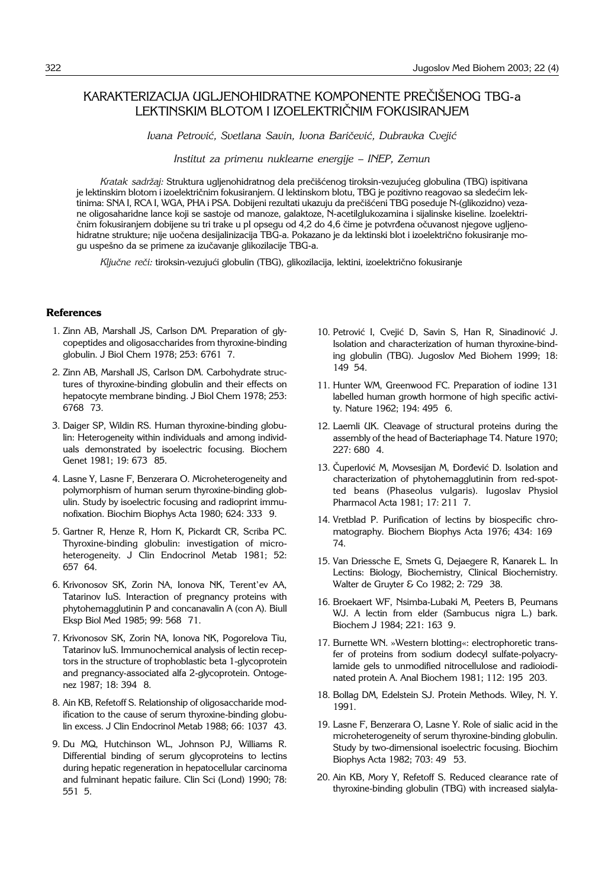# KARAKTERIZACIJA UGLJENOHIDRATNE KOMPONENTE PREČIŠENOG TBG-a LEKTINSKIM BLOTOM I IZOELEKTRIČNIM FOKUSIRANJEM

*Ivana Petrović, Svetlana Savin, Ivona Baričević, Dubravka Cvejić*

*Institut za primenu nuklearne energije – INEP, Zemun*

*Kratak sadržaj:* Struktura ugljenohidratnog dela prečišćenog tiroksin-vezujućeg globulina (TBG) ispitivana je lektinskim blotom i izoelektričnim fokusiranjem. U lektinskom blotu, TBG je pozitivno reagovao sa sledećim lektinima: SNA I, RCA I, WGA, PHA i PSA. Dobijeni rezultati ukazuju da prečišćeni TBG poseduje N-(glikozidno) vezane oligosaharidne lance koji se sastoje od manoze, galaktoze, N-acetilglukozamina i sijalinske kiseline. Izoelektričnim fokusiranjem dobijene su tri trake u pI opsegu od 4,2 do 4,6 čime je potvrđena očuvanost njegove ugljenohidratne strukture; nije uočena desijalinizacija TBG-a. Pokazano je da lektinski blot i izoelektrično fokusiranje mogu uspešno da se primene za izučavanje glikozilacije TBG-a.

*Ključne reči:* tiroksin-vezujući globulin (TBG), glikozilacija, lektini, izoelektrično fokusiranje

## References

1. Zinn AB, Marshall JS, Carlson DM. Preparation of glycopeptides and oligosaccharides from thyroxine-binding globulin. J Biol Chem 1978; 253: 6761 7.
2. Zinn AB, Marshall JS, Carlson DM. Carbohydrate structures of thyroxine-binding globulin and their effects on hepatocyte membrane binding. J Biol Chem 1978; 253: 6768 73.
3. Daiger SP, Wildin RS. Human thyroxine-binding globulin: Heterogeneity within individuals and among individuals demonstrated by isoelectric focusing. Biochem Genet 1981; 19: 673 85.
4. Lasne Y, Lasne F, Benzerara O. Microheterogeneity and polymorphism of human serum thyroxine-binding globulin. Study by isoelectric focusing and radioprint immunofixation. Biochim Biophys Acta 1980; 624: 333 9.
5. Gartner R, Henze R, Horn K, Pickardt CR, Scriba PC. Thyroxine-binding globulin: investigation of microheterogeneity. J Clin Endocrinol Metab 1981; 52: 657 64.
6. Krivonosov SK, Zorin NA, Ionova NK, Terent'ev AA, Tatarinov IuS. Interaction of pregnancy proteins with phytohemagglutinin P and concanavalin A (con A). Biull Eksp Biol Med 1985; 99: 568 71.
7. Krivonosov SK, Zorin NA, Ionova NK, Pogorelova Tiu, Tatarinov IuS. Immunochemical analysis of lectin receptors in the structure of trophoblastic beta 1-glycoprotein and pregnancy-associated alfa 2-glycoprotein. Ontogenez 1987; 18: 394 8.
8. Ain KB, Refetoff S. Relationship of oligosaccharide modification to the cause of serum thyroxine-binding globulin excess. J Clin Endocrinol Metab 1988; 66: 1037 43.
9. Du MQ, Hutchinson WL, Johnson PJ, Williams R. Differential binding of serum glycoproteins to lectins during hepatic regeneration in hepatocellular carcinoma and fulminant hepatic failure. Clin Sci (Lond) 1990; 78: 551 5.
10. Petrović I, Cvejić D, Savin S, Han R, Sinadinović J. Isolation and characterization of human thyroxine-binding globulin (TBG). Jugoslov Med Biohem 1999; 18: 149 54.
11. Hunter WM, Greenwood FC. Preparation of iodine 131 labelled human growth hormone of high specific activity. Nature 1962; 194: 495 6.
12. Laemli UK. Cleavage of structural proteins during the assembly of the head of Bacteriaphage T4. Nature 1970; 227: 680 4.
13. Čuperlović M, Movsesijan M, Đorđević D. Isolation and characterization of phytohemagglutinin from red-spotted beans (Phaseolus vulgaris). Iugoslav Physiol Pharmacol Acta 1981; 17: 211 7.
14. Vretblad P. Purification of lectins by biospecific chromatography. Biochem Biophys Acta 1976; 434: 169 74.
15. Van Driessche E, Smets G, Dejaegere R, Kanarek L. In Lectins: Biology, Biochemistry, Clinical Biochemistry. Walter de Gruyter & Co 1982; 2: 729 38.
16. Broekaert WF, Nsimba-Lubaki M, Peeters B, Peumans WJ. A lectin from elder (Sambucus nigra L.) bark. Biochem J 1984; 221: 163 9.
17. Burnette WN. »Western blotting«: electrophoretic transfer of proteins from sodium dodecyl sulfate-polyacrylamide gels to unmodified nitrocellulose and radioiodinated protein A. Anal Biochem 1981; 112: 195 203.
18. Bollag DM, Edelstein SJ. Protein Methods. Wiley, N. Y. 1991.
19. Lasne F, Benzerara O, Lasne Y. Role of sialic acid in the microheterogeneity of serum thyroxine-binding globulin. Study by two-dimensional isoelectric focusing. Biochim Biophys Acta 1982; 703: 49 53.
20. Ain KB, Mory Y, Refetoff S. Reduced clearance rate of thyroxine-binding globulin (TBG) with increased sialyla-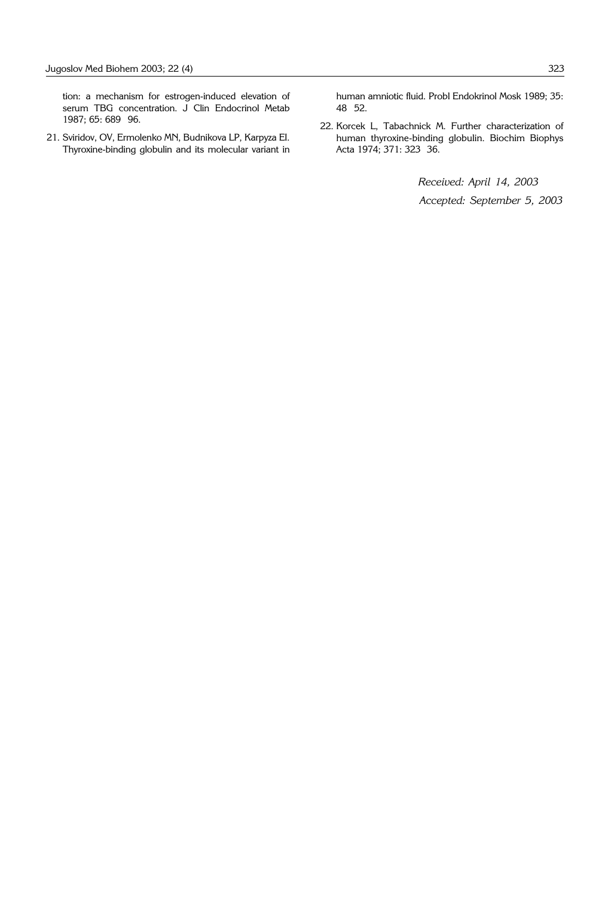tion: a mechanism for estrogen-induced elevation of serum TBG concentration. J Clin Endocrinol Metab 1987; 65: 689 96.

21. Sviridov, OV, Ermolenko MN, Budnikova LP, Karpyza EI. Thyroxine-binding globulin and its molecular variant in human amniotic fluid. Probl Endokrinol Mosk 1989; 35: 48 52.

22. Korcek L, Tabachnick M. Further characterization of human thyroxine-binding globulin. Biochim Biophys Acta 1974; 371: 323 36.

*Received: April 14, 2003*

*Accepted: September 5, 2003*